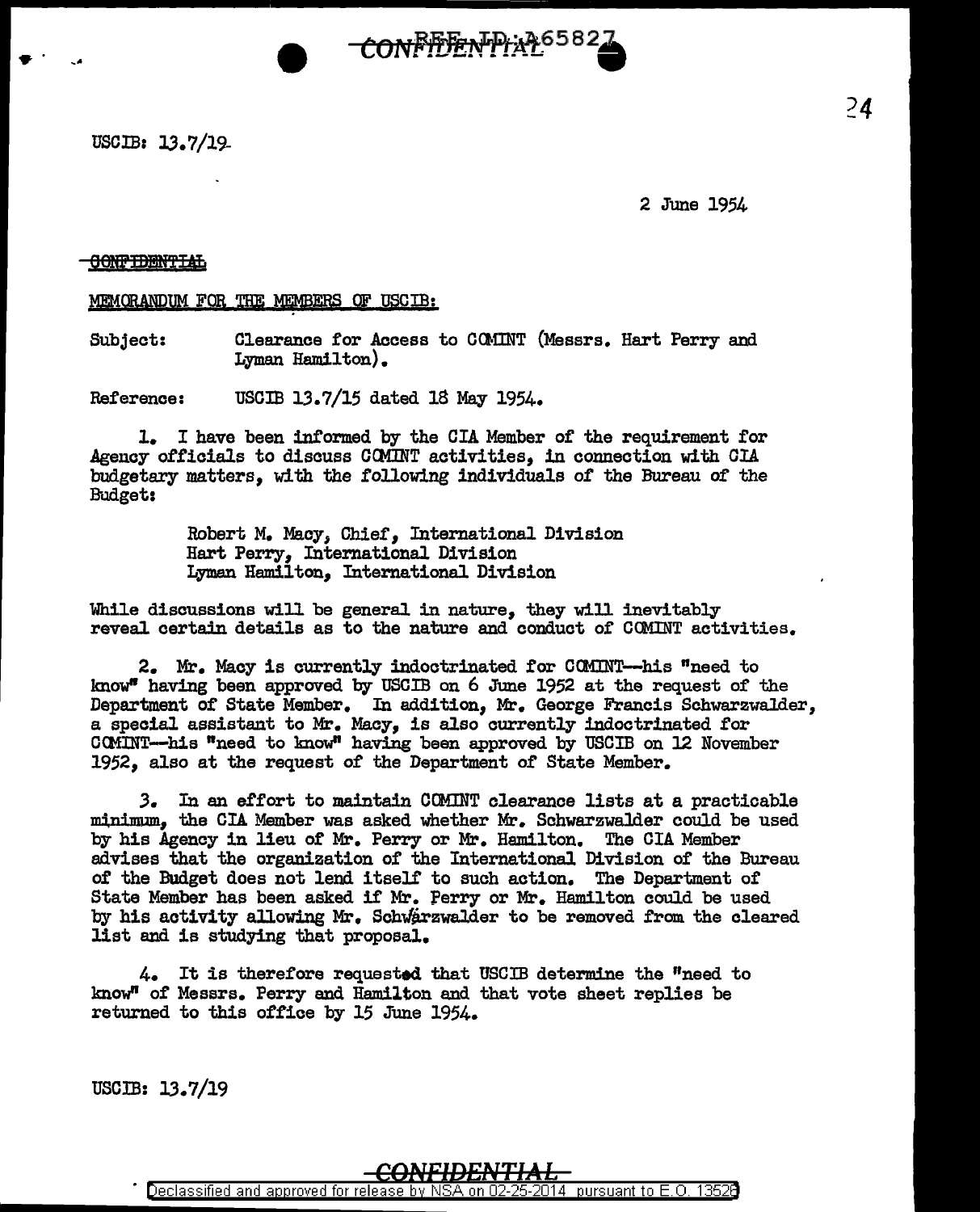USCIB: 13.7/19

2 June 1954

CONFIDENTIAL

MEMORANDUM FOR THE MEMBERS OF USCIB:

Subject: Clearance for Access to COMINT (Messrs. Hart Perry and Lyman Hamilton).

Reference: USCIB 13.7/15 dated 18 May 1954.

1. I have been informed by the CIA Member of the requirement for Agency officials to discuss COMINT activities, in connection with CIA budgetary matters, with the following individuals of the Bureau of the Budget:

Robert M. Macy, Chief, International Division
Hart Perry, International Division
Lyman Hamilton, International Division

While discussions will be general in nature, they will inevitably reveal certain details as to the nature and conduct of COMINT activities.

2. Mr. Macy is currently indoctrinated for COMINT--his "need to know" having been approved by USCIB on 6 June 1952 at the request of the Department of State Member. In addition, Mr. George Francis Schwarzwalder, a special assistant to Mr. Macy, is also currently indoctrinated for COMINT--his "need to know" having been approved by USCIB on 12 November 1952, also at the request of the Department of State Member.

3. In an effort to maintain COMINT clearance lists at a practicable minimum, the CIA Member was asked whether Mr. Schwarzwalder could be used by his Agency in lieu of Mr. Perry or Mr. Hamilton. The CIA Member advises that the organization of the International Division of the Bureau of the Budget does not lend itself to such action. The Department of State Member has been asked if Mr. Perry or Mr. Hamilton could be used by his activity allowing Mr. Schwarzwalder to be removed from the cleared list and is studying that proposal.

4. It is therefore requested that USCIB determine the "need to know" of Messrs. Perry and Hamilton and that vote sheet replies be returned to this office by 15 June 1954.

USCIB: 13.7/19

CONFIDENTIAL

Declassified and approved for release by NSA on 02-25-2014 pursuant to E.O. 13526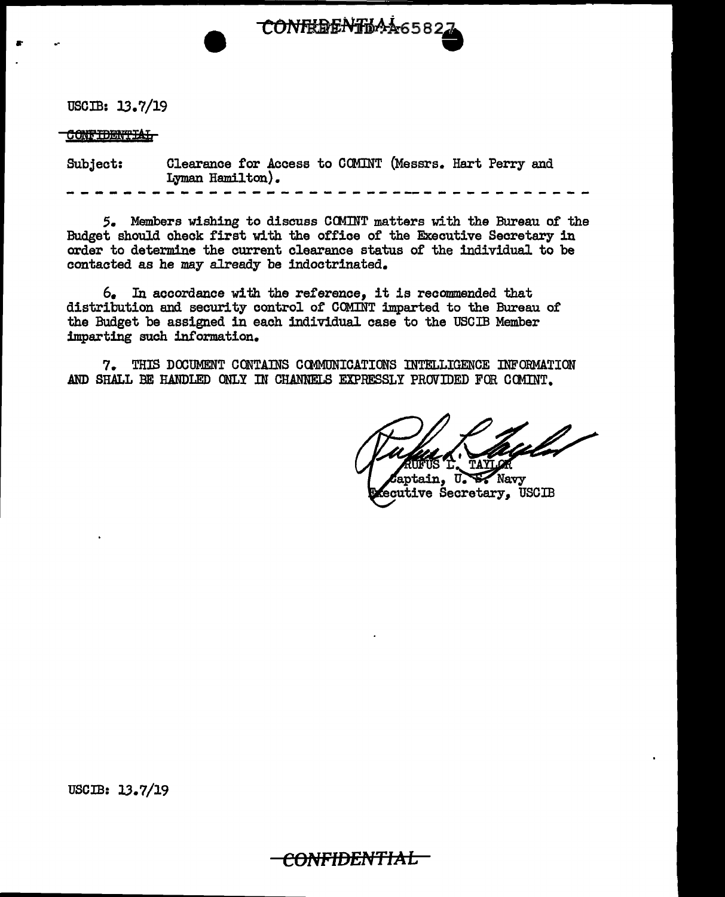USCIB: 13.7/19

~~CONFIDENTIAL~~

Subject: Clearance for Access to COMINT (Messrs. Hart Perry and Lyman Hamilton).

- - - - - - - - - - - - - - - - - - - - - - - - - - - - - - - - - - - -

5. Members wishing to discuss COMINT matters with the Bureau of the Budget should check first with the office of the Executive Secretary in order to determine the current clearance status of the individual to be contacted as he may already be indoctrinated.

6. In accordance with the reference, it is recommended that distribution and security control of COMINT imparted to the Bureau of the Budget be assigned in each individual case to the USCIB Member imparting such information.

7. THIS DOCUMENT CONTAINS COMMUNICATIONS INTELLIGENCE INFORMATION AND SHALL BE HANDLED ONLY IN CHANNELS EXPRESSLY PROVIDED FOR COMINT.

RUFUS L. TAYLOR
Captain, U. S. Navy
Executive Secretary, USCIB

USCIB: 13.7/19

CONFIDENTIAL